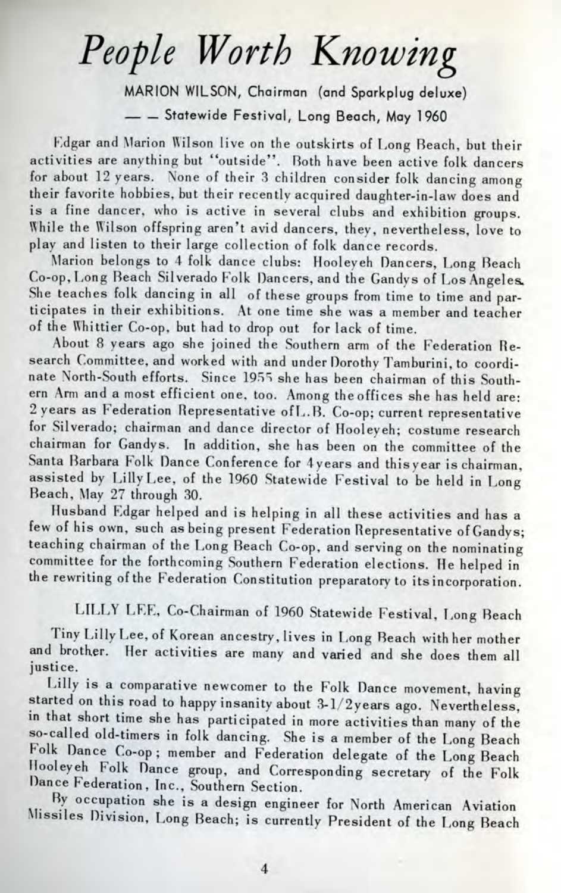# *People Worth Knowing*

MARION WILSON, Chairman (and Sparkplug deluxe)
— — Statewide Festival, Long Beach, May 1960

Edgar and Marion Wilson live on the outskirts of Long Beach, but their activities are anything but "outside". Both have been active folk dancers for about 12 years. None of their 3 children consider folk dancing among their favorite hobbies, but their recently acquired daughter-in-law does and is a fine dancer, who is active in several clubs and exhibition groups. While the Wilson offspring aren't avid dancers, they, nevertheless, love to play and listen to their large collection of folk dance records.

Marion belongs to 4 folk dance clubs: Hooleyeh Dancers, Long Beach Co-op, Long Beach Silverado Folk Dancers, and the Gandys of Los Angeles. She teaches folk dancing in all of these groups from time to time and participates in their exhibitions. At one time she was a member and teacher of the Whittier Co-op, but had to drop out for lack of time.

About 8 years ago she joined the Southern arm of the Federation Research Committee, and worked with and under Dorothy Tamburini, to coordinate North-South efforts. Since 1955 she has been chairman of this Southern Arm and a most efficient one, too. Among the offices she has held are: 2 years as Federation Representative of L.B. Co-op; current representative for Silverado; chairman and dance director of Hooleyeh; costume research chairman for Gandys. In addition, she has been on the committee of the Santa Barbara Folk Dance Conference for 4 years and this year is chairman, assisted by Lilly Lee, of the 1960 Statewide Festival to be held in Long Beach, May 27 through 30.

Husband Edgar helped and is helping in all these activities and has a few of his own, such as being present Federation Representative of Gandys; teaching chairman of the Long Beach Co-op, and serving on the nominating committee for the forthcoming Southern Federation elections. He helped in the rewriting of the Federation Constitution preparatory to its incorporation.

LILLY LEE, Co-Chairman of 1960 Statewide Festival, Long Beach

Tiny Lilly Lee, of Korean ancestry, lives in Long Beach with her mother and brother. Her activities are many and varied and she does them all justice.

Lilly is a comparative newcomer to the Folk Dance movement, having started on this road to happy insanity about 3-1/2 years ago. Nevertheless, in that short time she has participated in more activities than many of the so-called old-timers in folk dancing. She is a member of the Long Beach Folk Dance Co-op; member and Federation delegate of the Long Beach Hooleyeh Folk Dance group, and Corresponding secretary of the Folk Dance Federation, Inc., Southern Section.

By occupation she is a design engineer for North American Aviation Missiles Division, Long Beach; is currently President of the Long Beach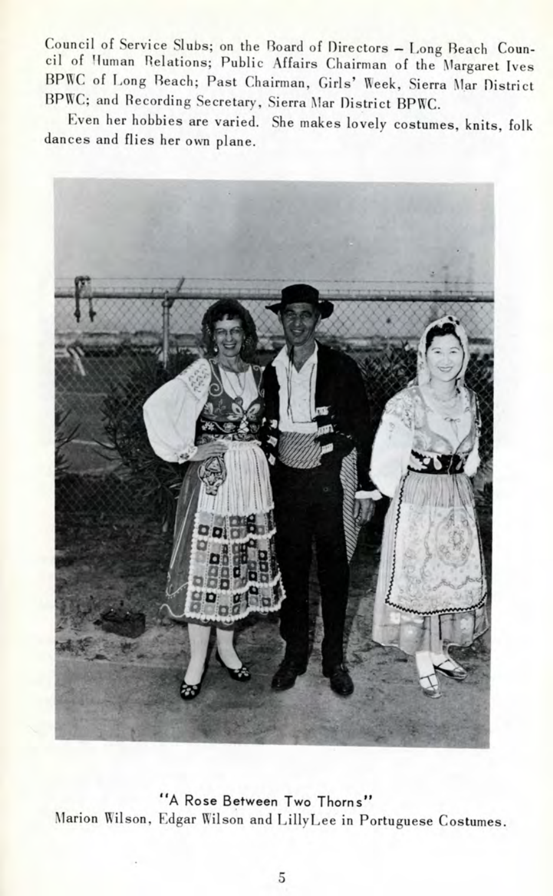Council of Service Slubs; on the Board of Directors – Long Beach Council of Human Relations; Public Affairs Chairman of the Margaret Ives BPWC of Long Beach; Past Chairman, Girls' Week, Sierra Mar District BPWC; and Recording Secretary, Sierra Mar District BPWC.

Even her hobbies are varied. She makes lovely costumes, knits, folk dances and flies her own plane.

"A Rose Between Two Thorns"
Marion Wilson, Edgar Wilson and LillyLee in Portuguese Costumes.